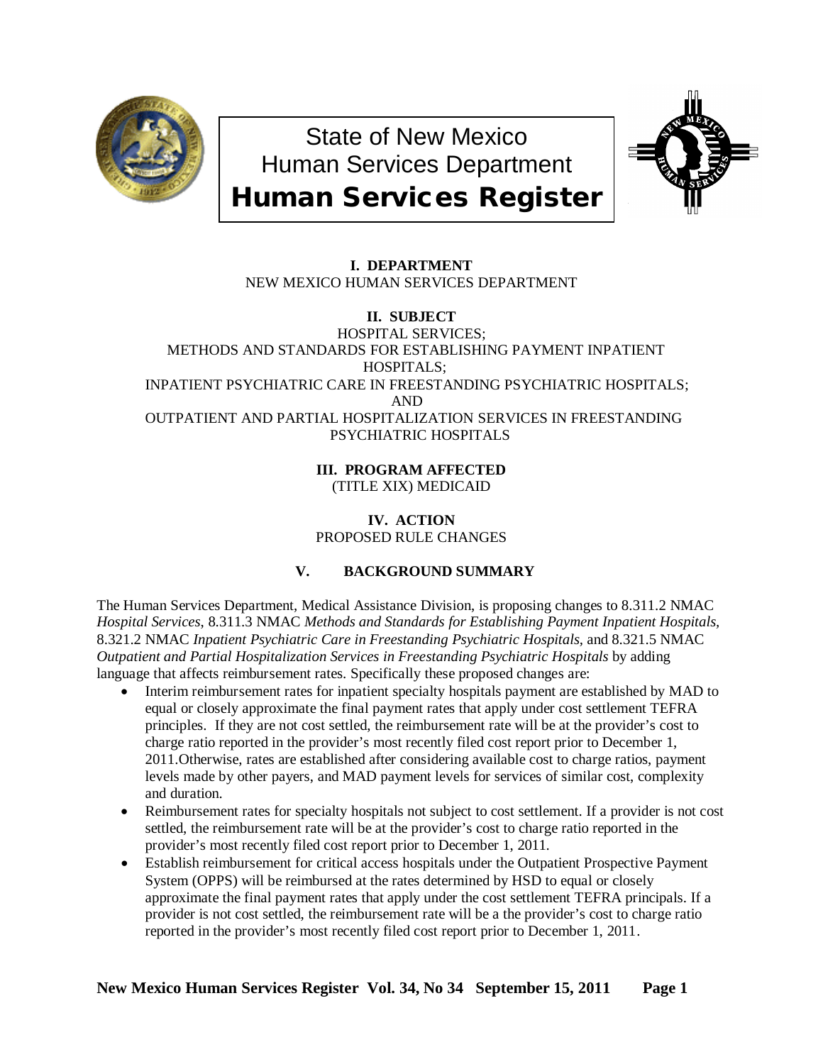# State of New Mexico
# Human Services Department
# Human Services Register

**I. DEPARTMENT**
NEW MEXICO HUMAN SERVICES DEPARTMENT

**II. SUBJECT**
HOSPITAL SERVICES;
METHODS AND STANDARDS FOR ESTABLISHING PAYMENT INPATIENT HOSPITALS;
INPATIENT PSYCHIATRIC CARE IN FREESTANDING PSYCHIATRIC HOSPITALS;
AND
OUTPATIENT AND PARTIAL HOSPITALIZATION SERVICES IN FREESTANDING PSYCHIATRIC HOSPITALS

**III. PROGRAM AFFECTED**
(TITLE XIX) MEDICAID

**IV. ACTION**
PROPOSED RULE CHANGES

**V. BACKGROUND SUMMARY**

The Human Services Department, Medical Assistance Division, is proposing changes to 8.311.2 NMAC *Hospital Services*, 8.311.3 NMAC *Methods and Standards for Establishing Payment Inpatient Hospitals*, 8.321.2 NMAC *Inpatient Psychiatric Care in Freestanding Psychiatric Hospitals*, and 8.321.5 NMAC *Outpatient and Partial Hospitalization Services in Freestanding Psychiatric Hospitals* by adding language that affects reimbursement rates. Specifically these proposed changes are:

- Interim reimbursement rates for inpatient specialty hospitals payment are established by MAD to equal or closely approximate the final payment rates that apply under cost settlement TEFRA principles. If they are not cost settled, the reimbursement rate will be at the provider's cost to charge ratio reported in the provider's most recently filed cost report prior to December 1, 2011.Otherwise, rates are established after considering available cost to charge ratios, payment levels made by other payers, and MAD payment levels for services of similar cost, complexity and duration.
- Reimbursement rates for specialty hospitals not subject to cost settlement. If a provider is not cost settled, the reimbursement rate will be at the provider's cost to charge ratio reported in the provider's most recently filed cost report prior to December 1, 2011.
- Establish reimbursement for critical access hospitals under the Outpatient Prospective Payment System (OPPS) will be reimbursed at the rates determined by HSD to equal or closely approximate the final payment rates that apply under the cost settlement TEFRA principals. If a provider is not cost settled, the reimbursement rate will be a the provider's cost to charge ratio reported in the provider's most recently filed cost report prior to December 1, 2011.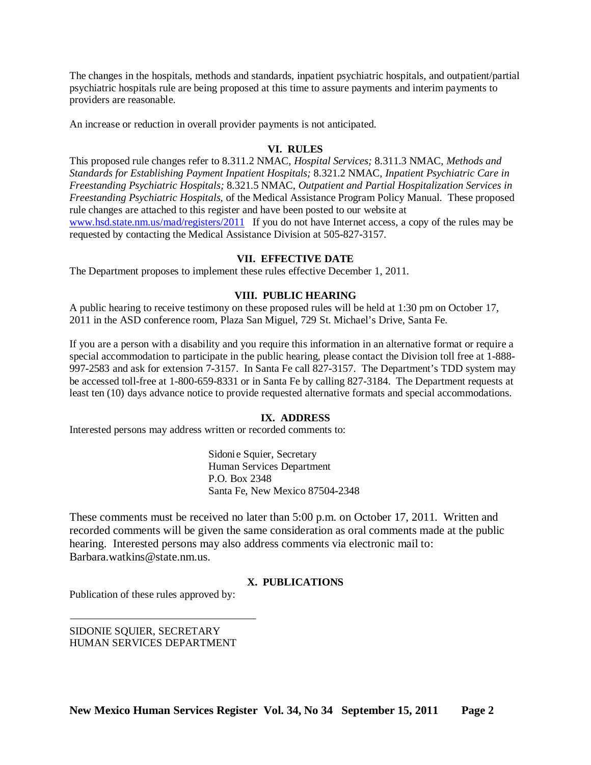The changes in the hospitals, methods and standards, inpatient psychiatric hospitals, and outpatient/partial psychiatric hospitals rule are being proposed at this time to assure payments and interim payments to providers are reasonable.

An increase or reduction in overall provider payments is not anticipated.

### VI. RULES

This proposed rule changes refer to 8.311.2 NMAC, *Hospital Services;* 8.311.3 NMAC, *Methods and Standards for Establishing Payment Inpatient Hospitals;* 8.321.2 NMAC, *Inpatient Psychiatric Care in Freestanding Psychiatric Hospitals;* 8.321.5 NMAC, *Outpatient and Partial Hospitalization Services in Freestanding Psychiatric Hospitals,* of the Medical Assistance Program Policy Manual. These proposed rule changes are attached to this register and have been posted to our website at www.hsd.state.nm.us/mad/registers/2011 If you do not have Internet access, a copy of the rules may be requested by contacting the Medical Assistance Division at 505-827-3157.

### VII. EFFECTIVE DATE

The Department proposes to implement these rules effective December 1, 2011.

### VIII. PUBLIC HEARING

A public hearing to receive testimony on these proposed rules will be held at 1:30 pm on October 17, 2011 in the ASD conference room, Plaza San Miguel, 729 St. Michael's Drive, Santa Fe.

If you are a person with a disability and you require this information in an alternative format or require a special accommodation to participate in the public hearing, please contact the Division toll free at 1-888-997-2583 and ask for extension 7-3157. In Santa Fe call 827-3157. The Department's TDD system may be accessed toll-free at 1-800-659-8331 or in Santa Fe by calling 827-3184. The Department requests at least ten (10) days advance notice to provide requested alternative formats and special accommodations.

### IX. ADDRESS

Interested persons may address written or recorded comments to:

Sidonie Squier, Secretary
Human Services Department
P.O. Box 2348
Santa Fe, New Mexico 87504-2348

These comments must be received no later than 5:00 p.m. on October 17, 2011. Written and recorded comments will be given the same consideration as oral comments made at the public hearing. Interested persons may also address comments via electronic mail to: Barbara.watkins@state.nm.us.

### X. PUBLICATIONS

Publication of these rules approved by:

\_\_\_\_\_\_\_\_\_\_\_\_\_\_\_\_\_\_\_\_\_\_\_\_\_\_\_\_\_\_\_\_\_\_\_

SIDONIE SQUIER, SECRETARY
HUMAN SERVICES DEPARTMENT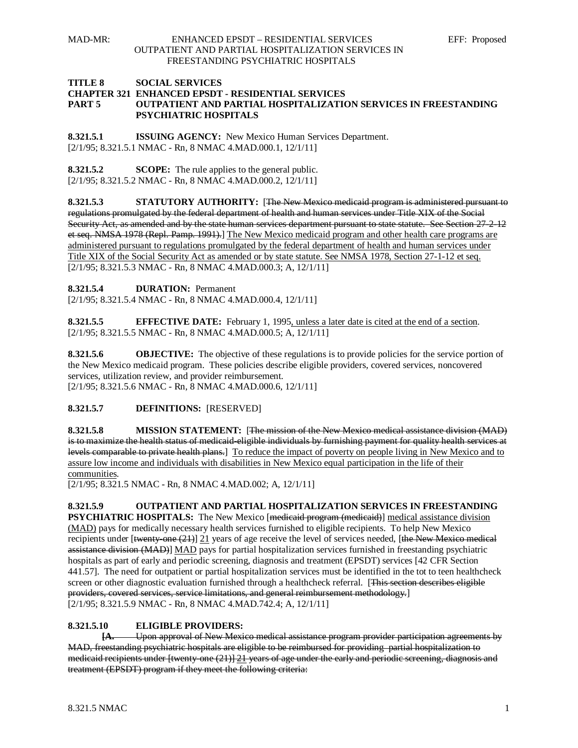# TITLE 8 SOCIAL SERVICES
## CHAPTER 321 ENHANCED EPSDT - RESIDENTIAL SERVICES
## PART 5 OUTPATIENT AND PARTIAL HOSPITALIZATION SERVICES IN FREESTANDING PSYCHIATRIC HOSPITALS

**8.321.5.1 ISSUING AGENCY:** New Mexico Human Services Department.
[2/1/95; 8.321.5.1 NMAC - Rn, 8 NMAC 4.MAD.000.1, 12/1/11]

**8.321.5.2 SCOPE:** The rule applies to the general public.
[2/1/95; 8.321.5.2 NMAC - Rn, 8 NMAC 4.MAD.000.2, 12/1/11]

**8.321.5.3 STATUTORY AUTHORITY:** [~~The New Mexico medicaid program is administered pursuant to regulations promulgated by the federal department of health and human services under Title XIX of the Social Security Act, as amended and by the state human services department pursuant to state statute. See Section 27-2-12 et seq. NMSA 1978 (Repl. Pamp. 1991).~~] <u>The New Mexico medicaid program and other health care programs are administered pursuant to regulations promulgated by the federal department of health and human services under Title XIX of the Social Security Act as amended or by state statute. See NMSA 1978, Section 27-1-12 et seq.</u>
[2/1/95; 8.321.5.3 NMAC - Rn, 8 NMAC 4.MAD.000.3; A, 12/1/11]

**8.321.5.4 DURATION:** Permanent
[2/1/95; 8.321.5.4 NMAC - Rn, 8 NMAC 4.MAD.000.4, 12/1/11]

**8.321.5.5 EFFECTIVE DATE:** February 1, 1995<u>, unless a later date is cited at the end of a section</u>.
[2/1/95; 8.321.5.5 NMAC - Rn, 8 NMAC 4.MAD.000.5; A, 12/1/11]

**8.321.5.6 OBJECTIVE:** The objective of these regulations is to provide policies for the service portion of the New Mexico medicaid program. These policies describe eligible providers, covered services, noncovered services, utilization review, and provider reimbursement.
[2/1/95; 8.321.5.6 NMAC - Rn, 8 NMAC 4.MAD.000.6, 12/1/11]

**8.321.5.7 DEFINITIONS:** [RESERVED]

**8.321.5.8 MISSION STATEMENT:** [~~The mission of the New Mexico medical assistance division (MAD) is to maximize the health status of medicaid-eligible individuals by furnishing payment for quality health services at levels comparable to private health plans.~~] <u>To reduce the impact of poverty on people living in New Mexico and to assure low income and individuals with disabilities in New Mexico equal participation in the life of their communities</u>.
[2/1/95; 8.321.5 NMAC - Rn, 8 NMAC 4.MAD.002; A, 12/1/11]

**8.321.5.9 OUTPATIENT AND PARTIAL HOSPITALIZATION SERVICES IN FREESTANDING PSYCHIATRIC HOSPITALS:** The New Mexico [~~medicaid program (medicaid)~~] <u>medical assistance division (MAD)</u> pays for medically necessary health services furnished to eligible recipients. To help New Mexico recipients under [~~twenty-one (21)~~] <u>21</u> years of age receive the level of services needed, [~~the New Mexico medical assistance division (MAD)~~] <u>MAD</u> pays for partial hospitalization services furnished in freestanding psychiatric hospitals as part of early and periodic screening, diagnosis and treatment (EPSDT) services [42 CFR Section 441.57]. The need for outpatient or partial hospitalization services must be identified in the tot to teen healthcheck screen or other diagnostic evaluation furnished through a healthcheck referral. [~~This section describes eligible providers, covered services, service limitations, and general reimbursement methodology.~~]
[2/1/95; 8.321.5.9 NMAC - Rn, 8 NMAC 4.MAD.742.4; A, 12/1/11]

**8.321.5.10 ELIGIBLE PROVIDERS:**

**[A.** ~~Upon approval of New Mexico medical assistance program provider participation agreements by MAD, freestanding psychiatric hospitals are eligible to be reimbursed for providing partial hospitalization to medicaid recipients under [twenty-one (21)] 21 years of age under the early and periodic screening, diagnosis and treatment (EPSDT) program if they meet the following criteria:~~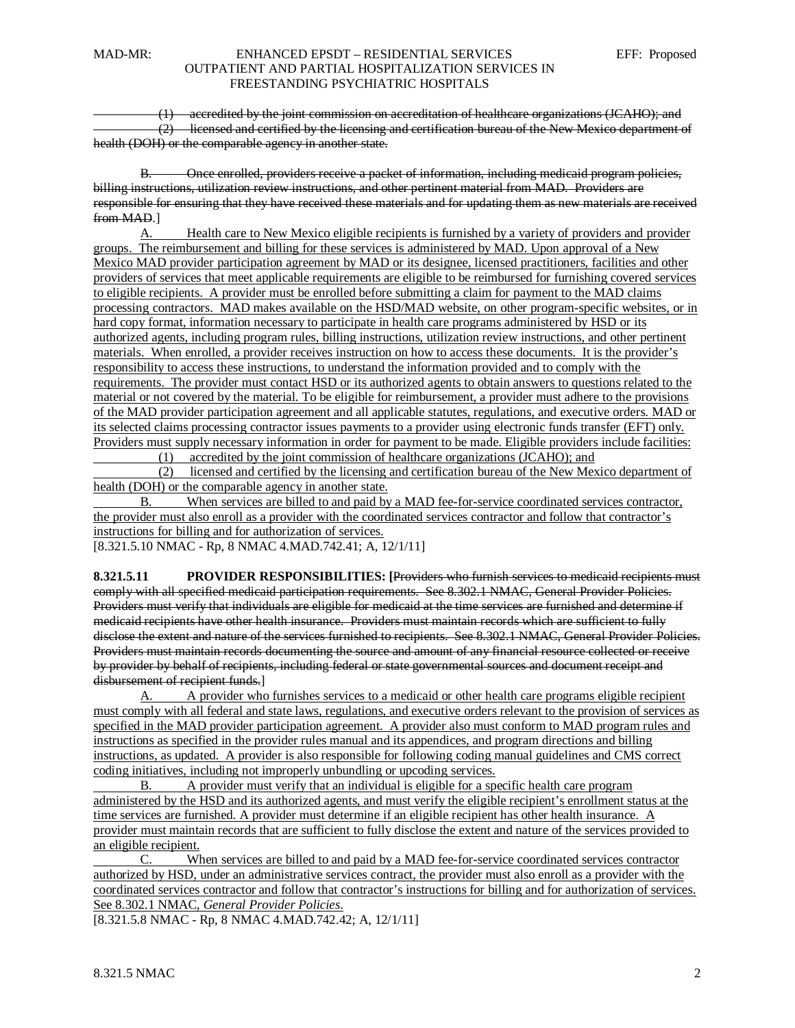~~(1) accredited by the joint commission on accreditation of healthcare organizations (JCAHO); and~~

~~(2) licensed and certified by the licensing and certification bureau of the New Mexico department of health (DOH) or the comparable agency in another state.~~

~~B. Once enrolled, providers receive a packet of information, including medicaid program policies, billing instructions, utilization review instructions, and other pertinent material from MAD. Providers are responsible for ensuring that they have received these materials and for updating them as new materials are received from MAD.~~]

<u>A. Health care to New Mexico eligible recipients is furnished by a variety of providers and provider groups. The reimbursement and billing for these services is administered by MAD. Upon approval of a New Mexico MAD provider participation agreement by MAD or its designee, licensed practitioners, facilities and other providers of services that meet applicable requirements are eligible to be reimbursed for furnishing covered services to eligible recipients. A provider must be enrolled before submitting a claim for payment to the MAD claims processing contractors. MAD makes available on the HSD/MAD website, on other program-specific websites, or in hard copy format, information necessary to participate in health care programs administered by HSD or its authorized agents, including program rules, billing instructions, utilization review instructions, and other pertinent materials. When enrolled, a provider receives instruction on how to access these documents. It is the provider's responsibility to access these instructions, to understand the information provided and to comply with the requirements. The provider must contact HSD or its authorized agents to obtain answers to questions related to the material or not covered by the material. To be eligible for reimbursement, a provider must adhere to the provisions of the MAD provider participation agreement and all applicable statutes, regulations, and executive orders. MAD or its selected claims processing contractor issues payments to a provider using electronic funds transfer (EFT) only. Providers must supply necessary information in order for payment to be made. Eligible providers include facilities:</u>

<u>(1) accredited by the joint commission of healthcare organizations (JCAHO); and</u>

<u>(2) licensed and certified by the licensing and certification bureau of the New Mexico department of health (DOH) or the comparable agency in another state.</u>

<u>B. When services are billed to and paid by a MAD fee-for-service coordinated services contractor, the provider must also enroll as a provider with the coordinated services contractor and follow that contractor's instructions for billing and for authorization of services.</u>

[8.321.5.10 NMAC - Rp, 8 NMAC 4.MAD.742.41; A, 12/1/11]

**8.321.5.11 PROVIDER RESPONSIBILITIES: [**~~Providers who furnish services to medicaid recipients must comply with all specified medicaid participation requirements. See 8.302.1 NMAC, General Provider Policies. Providers must verify that individuals are eligible for medicaid at the time services are furnished and determine if medicaid recipients have other health insurance. Providers must maintain records which are sufficient to fully disclose the extent and nature of the services furnished to recipients. See 8.302.1 NMAC, General Provider Policies. Providers must maintain records documenting the source and amount of any financial resource collected or receive by provider by behalf of recipients, including federal or state governmental sources and document receipt and disbursement of recipient funds.~~]

<u>A. A provider who furnishes services to a medicaid or other health care programs eligible recipient must comply with all federal and state laws, regulations, and executive orders relevant to the provision of services as specified in the MAD provider participation agreement. A provider also must conform to MAD program rules and instructions as specified in the provider rules manual and its appendices, and program directions and billing instructions, as updated. A provider is also responsible for following coding manual guidelines and CMS correct coding initiatives, including not improperly unbundling or upcoding services.</u>

<u>B. A provider must verify that an individual is eligible for a specific health care program administered by the HSD and its authorized agents, and must verify the eligible recipient's enrollment status at the time services are furnished. A provider must determine if an eligible recipient has other health insurance. A provider must maintain records that are sufficient to fully disclose the extent and nature of the services provided to an eligible recipient.</u>

<u>C. When services are billed to and paid by a MAD fee-for-service coordinated services contractor authorized by HSD, under an administrative services contract, the provider must also enroll as a provider with the coordinated services contractor and follow that contractor's instructions for billing and for authorization of services. See 8.302.1 NMAC, *General Provider Policies*.</u>

[8.321.5.8 NMAC - Rp, 8 NMAC 4.MAD.742.42; A, 12/1/11]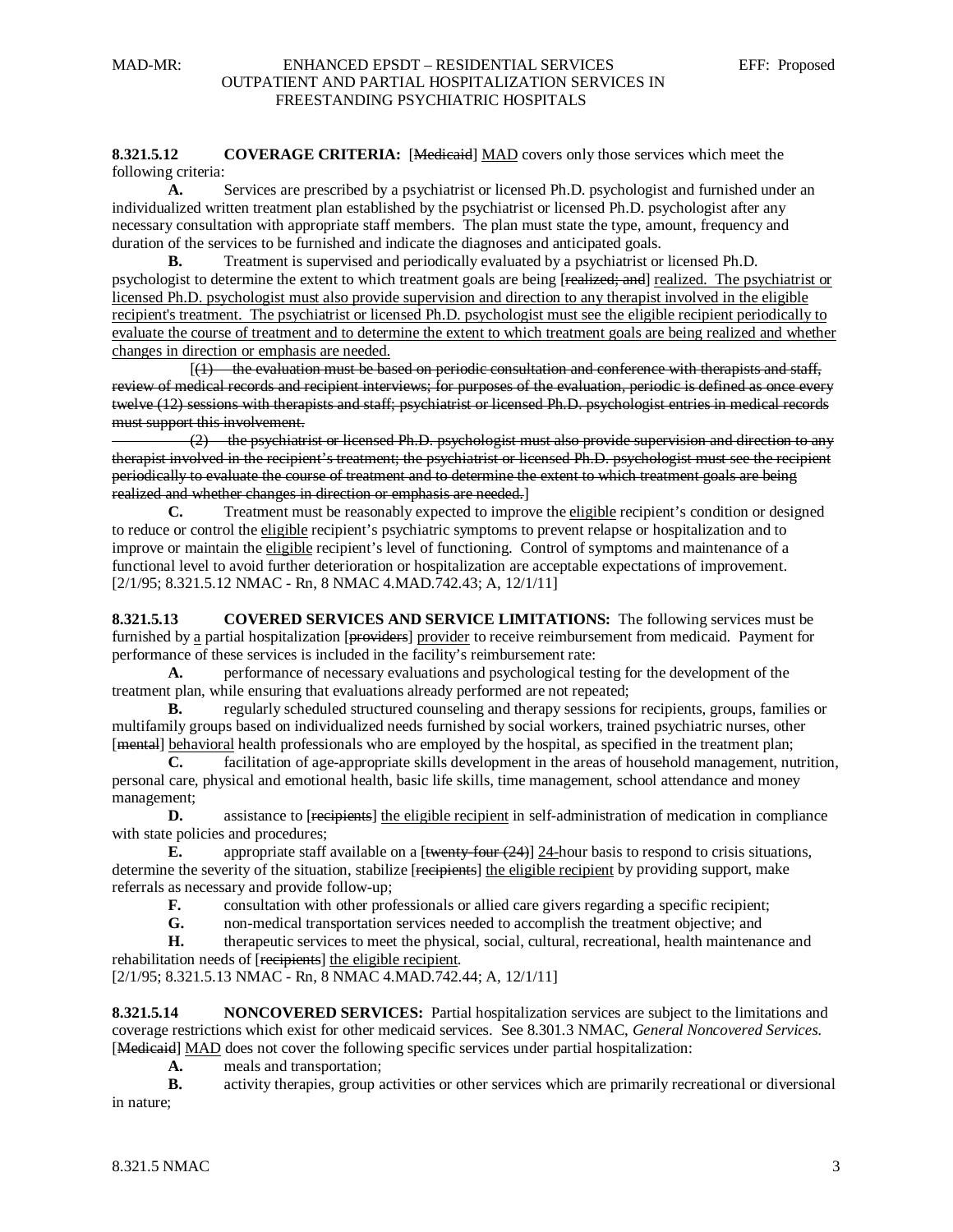**8.321.5.12 COVERAGE CRITERIA:** [~~Medicaid~~] <u>MAD</u> covers only those services which meet the following criteria:

**A.** Services are prescribed by a psychiatrist or licensed Ph.D. psychologist and furnished under an individualized written treatment plan established by the psychiatrist or licensed Ph.D. psychologist after any necessary consultation with appropriate staff members. The plan must state the type, amount, frequency and duration of the services to be furnished and indicate the diagnoses and anticipated goals.

**B.** Treatment is supervised and periodically evaluated by a psychiatrist or licensed Ph.D. psychologist to determine the extent to which treatment goals are being [~~realized; and~~] <u>realized. The psychiatrist or licensed Ph.D. psychologist must also provide supervision and direction to any therapist involved in the eligible recipient's treatment. The psychiatrist or licensed Ph.D. psychologist must see the eligible recipient periodically to evaluate the course of treatment and to determine the extent to which treatment goals are being realized and whether changes in direction or emphasis are needed.</u>

[~~(1) the evaluation must be based on periodic consultation and conference with therapists and staff, review of medical records and recipient interviews; for purposes of the evaluation, periodic is defined as once every twelve (12) sessions with therapists and staff; psychiatrist or licensed Ph.D. psychologist entries in medical records must support this involvement.~~

~~(2) the psychiatrist or licensed Ph.D. psychologist must also provide supervision and direction to any therapist involved in the recipient's treatment; the psychiatrist or licensed Ph.D. psychologist must see the recipient periodically to evaluate the course of treatment and to determine the extent to which treatment goals are being realized and whether changes in direction or emphasis are needed.~~]

**C.** Treatment must be reasonably expected to improve the <u>eligible</u> recipient's condition or designed to reduce or control the <u>eligible</u> recipient's psychiatric symptoms to prevent relapse or hospitalization and to improve or maintain the <u>eligible</u> recipient's level of functioning. Control of symptoms and maintenance of a functional level to avoid further deterioration or hospitalization are acceptable expectations of improvement.

[2/1/95; 8.321.5.12 NMAC - Rn, 8 NMAC 4.MAD.742.43; A, 12/1/11]

**8.321.5.13 COVERED SERVICES AND SERVICE LIMITATIONS:** The following services must be furnished by <u>a</u> partial hospitalization [~~providers~~] <u>provider</u> to receive reimbursement from medicaid. Payment for performance of these services is included in the facility's reimbursement rate:

**A.** performance of necessary evaluations and psychological testing for the development of the treatment plan, while ensuring that evaluations already performed are not repeated;

**B.** regularly scheduled structured counseling and therapy sessions for recipients, groups, families or multifamily groups based on individualized needs furnished by social workers, trained psychiatric nurses, other [~~mental~~] <u>behavioral</u> health professionals who are employed by the hospital, as specified in the treatment plan;

**C.** facilitation of age-appropriate skills development in the areas of household management, nutrition, personal care, physical and emotional health, basic life skills, time management, school attendance and money management;

**D.** assistance to [~~recipients~~] <u>the eligible recipient</u> in self-administration of medication in compliance with state policies and procedures;

**E.** appropriate staff available on a [~~twenty-four (24)~~] <u>24-</u>hour basis to respond to crisis situations, determine the severity of the situation, stabilize [~~recipients~~] <u>the eligible recipient</u> by providing support, make referrals as necessary and provide follow-up;

**F.** consultation with other professionals or allied care givers regarding a specific recipient;

**G.** non-medical transportation services needed to accomplish the treatment objective; and

**H.** therapeutic services to meet the physical, social, cultural, recreational, health maintenance and rehabilitation needs of [~~recipients~~] <u>the eligible recipient</u>.

[2/1/95; 8.321.5.13 NMAC - Rn, 8 NMAC 4.MAD.742.44; A, 12/1/11]

**8.321.5.14 NONCOVERED SERVICES:** Partial hospitalization services are subject to the limitations and coverage restrictions which exist for other medicaid services. See 8.301.3 NMAC, *General Noncovered Services.* [~~Medicaid~~] <u>MAD</u> does not cover the following specific services under partial hospitalization:

**A.** meals and transportation;

**B.** activity therapies, group activities or other services which are primarily recreational or diversional in nature;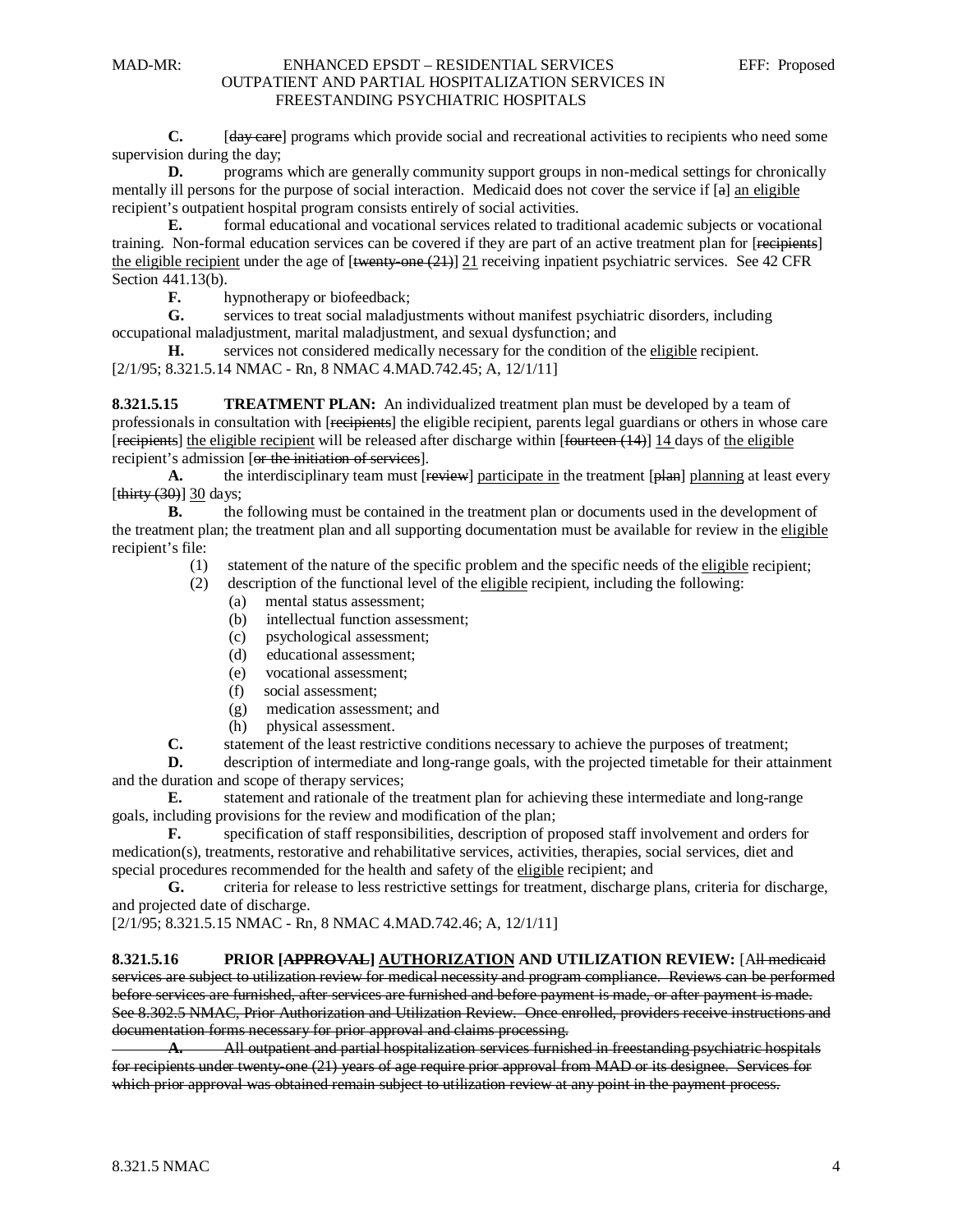**C.** [~~day care~~] programs which provide social and recreational activities to recipients who need some supervision during the day;

**D.** programs which are generally community support groups in non-medical settings for chronically mentally ill persons for the purpose of social interaction. Medicaid does not cover the service if [~~a~~] <u>an eligible</u> recipient's outpatient hospital program consists entirely of social activities.

**E.** formal educational and vocational services related to traditional academic subjects or vocational training. Non-formal education services can be covered if they are part of an active treatment plan for [~~recipients~~] <u>the eligible recipient</u> under the age of [~~twenty-one (21)~~] <u>21</u> receiving inpatient psychiatric services. See 42 CFR Section 441.13(b).

**F.** hypnotherapy or biofeedback;

**G.** services to treat social maladjustments without manifest psychiatric disorders, including occupational maladjustment, marital maladjustment, and sexual dysfunction; and

**H.** services not considered medically necessary for the condition of the <u>eligible</u> recipient.

[2/1/95; 8.321.5.14 NMAC - Rn, 8 NMAC 4.MAD.742.45; A, 12/1/11]

**8.321.5.15 TREATMENT PLAN:** An individualized treatment plan must be developed by a team of professionals in consultation with [~~recipients~~] the eligible recipient, parents legal guardians or others in whose care [~~recipients~~] <u>the eligible recipient</u> will be released after discharge within [~~fourteen (14)~~] <u>14</u> days of <u>the eligible</u> recipient's admission [~~or the initiation of services~~].

**A.** the interdisciplinary team must [~~review~~] <u>participate in</u> the treatment [~~plan~~] <u>planning</u> at least every [~~thirty (30)~~] <u>30</u> days;

**B.** the following must be contained in the treatment plan or documents used in the development of the treatment plan; the treatment plan and all supporting documentation must be available for review in the <u>eligible</u> recipient's file:

- (1) statement of the nature of the specific problem and the specific needs of the <u>eligible</u> recipient;
- (2) description of the functional level of the <u>eligible</u> recipient, including the following:
  - (a) mental status assessment;
  - (b) intellectual function assessment;
  - (c) psychological assessment;
  - (d) educational assessment;
  - (e) vocational assessment;
  - (f) social assessment;
  - (g) medication assessment; and
  - (h) physical assessment.

**C.** statement of the least restrictive conditions necessary to achieve the purposes of treatment;

**D.** description of intermediate and long-range goals, with the projected timetable for their attainment and the duration and scope of therapy services;

**E.** statement and rationale of the treatment plan for achieving these intermediate and long-range goals, including provisions for the review and modification of the plan;

**F.** specification of staff responsibilities, description of proposed staff involvement and orders for medication(s), treatments, restorative and rehabilitative services, activities, therapies, social services, diet and special procedures recommended for the health and safety of the <u>eligible</u> recipient; and

**G.** criteria for release to less restrictive settings for treatment, discharge plans, criteria for discharge, and projected date of discharge.

[2/1/95; 8.321.5.15 NMAC - Rn, 8 NMAC 4.MAD.742.46; A, 12/1/11]

**8.321.5.16 PRIOR [~~APPROVAL~~] <u>AUTHORIZATION</u> AND UTILIZATION REVIEW:** [~~All medicaid services are subject to utilization review for medical necessity and program compliance. Reviews can be performed before services are furnished, after services are furnished and before payment is made, or after payment is made. See 8.302.5 NMAC, Prior Authorization and Utilization Review. Once enrolled, providers receive instructions and documentation forms necessary for prior approval and claims processing.~~

~~**A.** All outpatient and partial hospitalization services furnished in freestanding psychiatric hospitals for recipients under twenty-one (21) years of age require prior approval from MAD or its designee. Services for which prior approval was obtained remain subject to utilization review at any point in the payment process.~~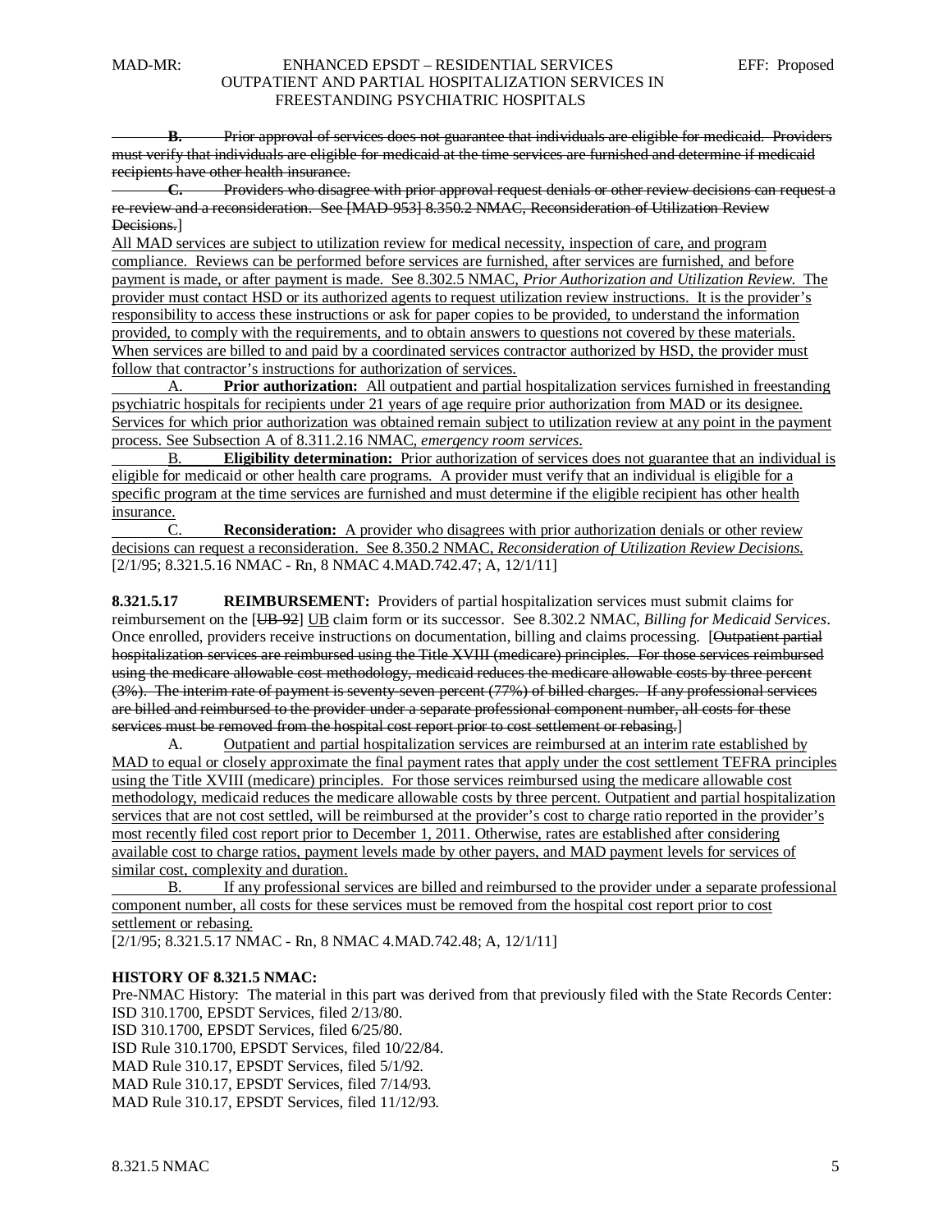~~**B.** Prior approval of services does not guarantee that individuals are eligible for medicaid. Providers must verify that individuals are eligible for medicaid at the time services are furnished and determine if medicaid recipients have other health insurance.~~

~~**C.** Providers who disagree with prior approval request denials or other review decisions can request a re-review and a reconsideration. See [MAD-953] 8.350.2 NMAC, Reconsideration of Utilization Review Decisions.~~]

<u>All MAD services are subject to utilization review for medical necessity, inspection of care, and program compliance. Reviews can be performed before services are furnished, after services are furnished, and before payment is made, or after payment is made. See 8.302.5 NMAC, *Prior Authorization and Utilization Review.* The provider must contact HSD or its authorized agents to request utilization review instructions. It is the provider's responsibility to access these instructions or ask for paper copies to be provided, to understand the information provided, to comply with the requirements, and to obtain answers to questions not covered by these materials. When services are billed to and paid by a coordinated services contractor authorized by HSD, the provider must follow that contractor's instructions for authorization of services.</u>

<u>A. **Prior authorization:** All outpatient and partial hospitalization services furnished in freestanding psychiatric hospitals for recipients under 21 years of age require prior authorization from MAD or its designee. Services for which prior authorization was obtained remain subject to utilization review at any point in the payment process. See Subsection A of 8.311.2.16 NMAC, *emergency room services.*</u>

<u>B. **Eligibility determination:** Prior authorization of services does not guarantee that an individual is eligible for medicaid or other health care programs. A provider must verify that an individual is eligible for a specific program at the time services are furnished and must determine if the eligible recipient has other health insurance.</u>

<u>C. **Reconsideration:** A provider who disagrees with prior authorization denials or other review decisions can request a reconsideration. See 8.350.2 NMAC, *Reconsideration of Utilization Review Decisions.*</u>

[2/1/95; 8.321.5.16 NMAC - Rn, 8 NMAC 4.MAD.742.47; A, 12/1/11]

**8.321.5.17 REIMBURSEMENT:** Providers of partial hospitalization services must submit claims for reimbursement on the [~~UB-92~~] <u>UB</u> claim form or its successor. See 8.302.2 NMAC, *Billing for Medicaid Services*. Once enrolled, providers receive instructions on documentation, billing and claims processing. [~~Outpatient partial hospitalization services are reimbursed using the Title XVIII (medicare) principles. For those services reimbursed using the medicare allowable cost methodology, medicaid reduces the medicare allowable costs by three percent (3%). The interim rate of payment is seventy-seven percent (77%) of billed charges. If any professional services are billed and reimbursed to the provider under a separate professional component number, all costs for these services must be removed from the hospital cost report prior to cost settlement or rebasing.~~]

<u>A. Outpatient and partial hospitalization services are reimbursed at an interim rate established by MAD to equal or closely approximate the final payment rates that apply under the cost settlement TEFRA principles using the Title XVIII (medicare) principles. For those services reimbursed using the medicare allowable cost methodology, medicaid reduces the medicare allowable costs by three percent. Outpatient and partial hospitalization services that are not cost settled, will be reimbursed at the provider's cost to charge ratio reported in the provider's most recently filed cost report prior to December 1, 2011. Otherwise, rates are established after considering available cost to charge ratios, payment levels made by other payers, and MAD payment levels for services of similar cost, complexity and duration.</u>

<u>B. If any professional services are billed and reimbursed to the provider under a separate professional component number, all costs for these services must be removed from the hospital cost report prior to cost settlement or rebasing.</u>

[2/1/95; 8.321.5.17 NMAC - Rn, 8 NMAC 4.MAD.742.48; A, 12/1/11]

**HISTORY OF 8.321.5 NMAC:**

Pre-NMAC History: The material in this part was derived from that previously filed with the State Records Center:
ISD 310.1700, EPSDT Services, filed 2/13/80.
ISD 310.1700, EPSDT Services, filed 6/25/80.
ISD Rule 310.1700, EPSDT Services, filed 10/22/84.
MAD Rule 310.17, EPSDT Services, filed 5/1/92.
MAD Rule 310.17, EPSDT Services, filed 7/14/93.
MAD Rule 310.17, EPSDT Services, filed 11/12/93.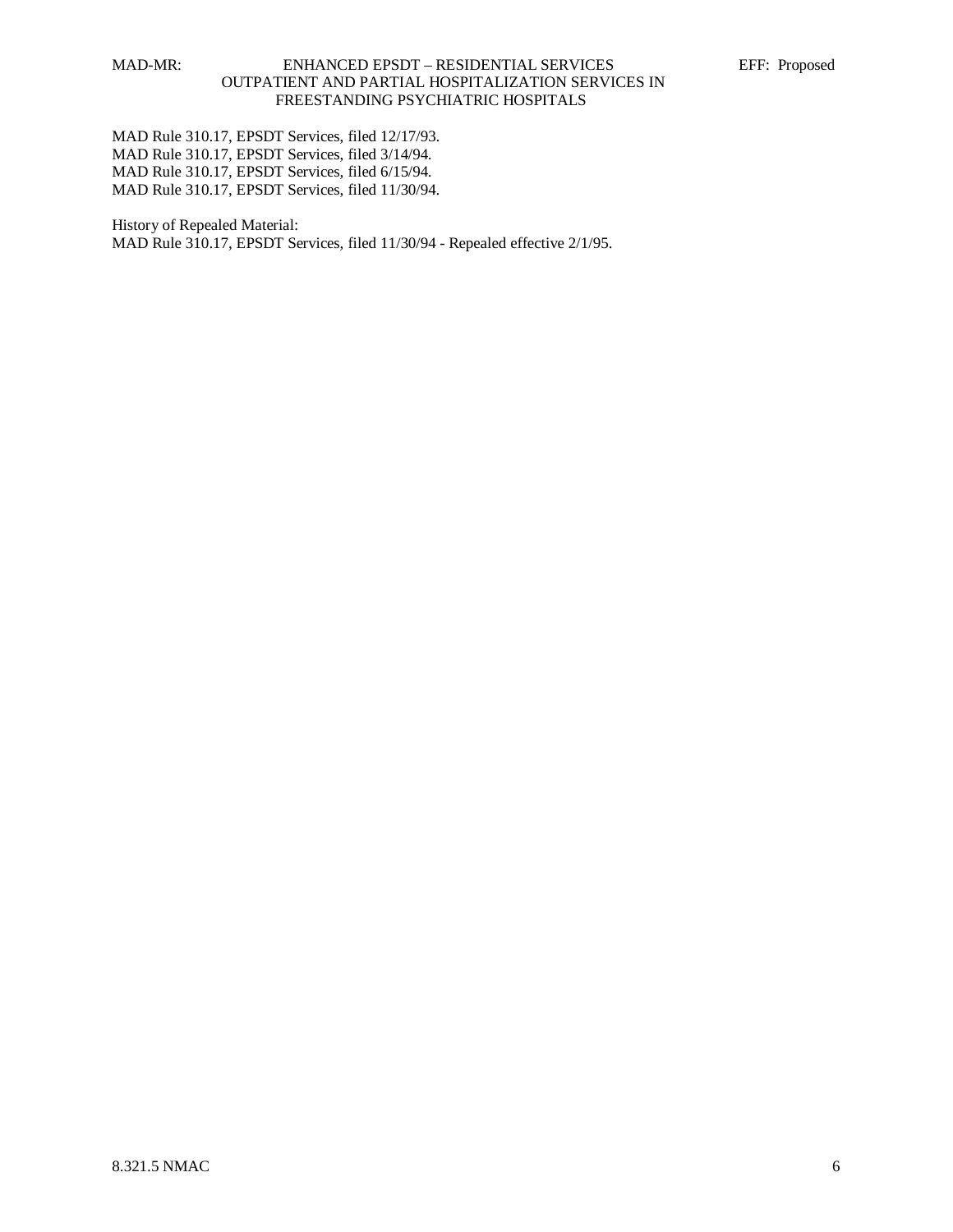MAD Rule 310.17, EPSDT Services, filed 12/17/93.
MAD Rule 310.17, EPSDT Services, filed 3/14/94.
MAD Rule 310.17, EPSDT Services, filed 6/15/94.
MAD Rule 310.17, EPSDT Services, filed 11/30/94.

History of Repealed Material:
MAD Rule 310.17, EPSDT Services, filed 11/30/94 - Repealed effective 2/1/95.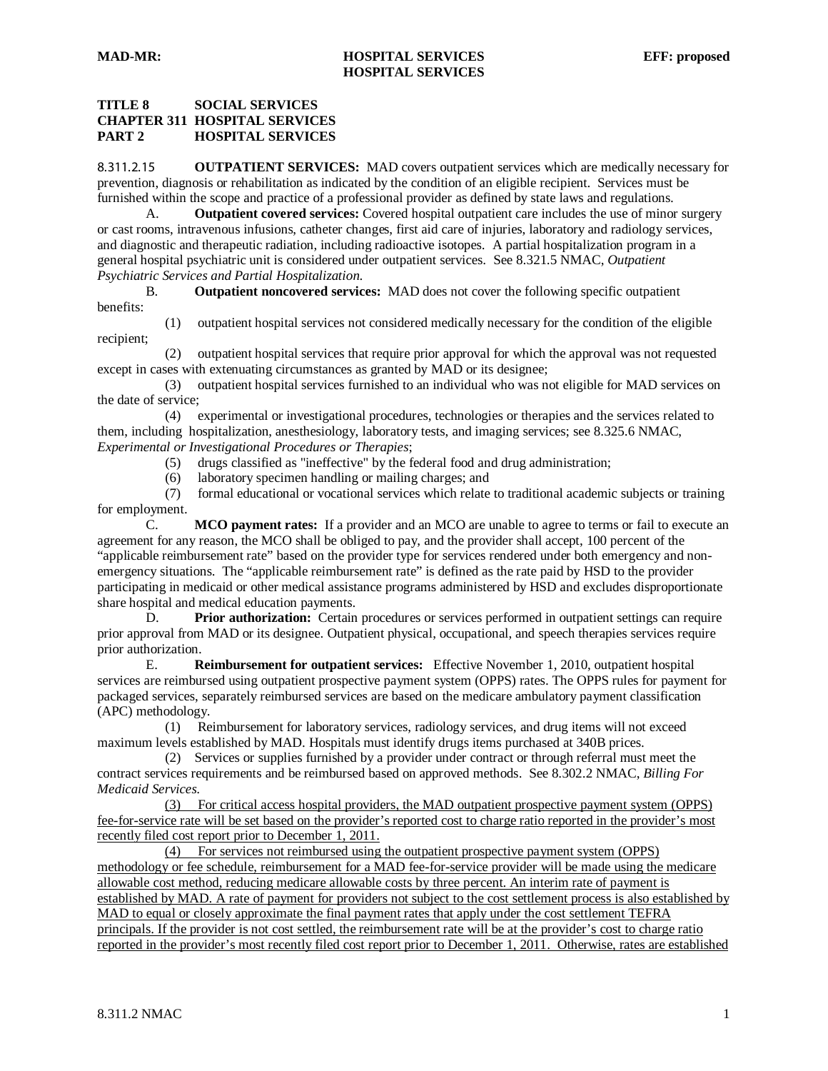**TITLE 8 SOCIAL SERVICES**
**CHAPTER 311 HOSPITAL SERVICES**
**PART 2 HOSPITAL SERVICES**

8.311.2.15 **OUTPATIENT SERVICES:** MAD covers outpatient services which are medically necessary for prevention, diagnosis or rehabilitation as indicated by the condition of an eligible recipient. Services must be furnished within the scope and practice of a professional provider as defined by state laws and regulations.

A. **Outpatient covered services:** Covered hospital outpatient care includes the use of minor surgery or cast rooms, intravenous infusions, catheter changes, first aid care of injuries, laboratory and radiology services, and diagnostic and therapeutic radiation, including radioactive isotopes. A partial hospitalization program in a general hospital psychiatric unit is considered under outpatient services. See 8.321.5 NMAC, *Outpatient Psychiatric Services and Partial Hospitalization.*

B. **Outpatient noncovered services:** MAD does not cover the following specific outpatient benefits:

(1) outpatient hospital services not considered medically necessary for the condition of the eligible recipient;

(2) outpatient hospital services that require prior approval for which the approval was not requested except in cases with extenuating circumstances as granted by MAD or its designee;

(3) outpatient hospital services furnished to an individual who was not eligible for MAD services on the date of service;

(4) experimental or investigational procedures, technologies or therapies and the services related to them, including hospitalization, anesthesiology, laboratory tests, and imaging services; see 8.325.6 NMAC, *Experimental or Investigational Procedures or Therapies*;

(5) drugs classified as "ineffective" by the federal food and drug administration;

(6) laboratory specimen handling or mailing charges; and

(7) formal educational or vocational services which relate to traditional academic subjects or training for employment.

C. **MCO payment rates:** If a provider and an MCO are unable to agree to terms or fail to execute an agreement for any reason, the MCO shall be obliged to pay, and the provider shall accept, 100 percent of the "applicable reimbursement rate" based on the provider type for services rendered under both emergency and non-emergency situations. The "applicable reimbursement rate" is defined as the rate paid by HSD to the provider participating in medicaid or other medical assistance programs administered by HSD and excludes disproportionate share hospital and medical education payments.

D. **Prior authorization:** Certain procedures or services performed in outpatient settings can require prior approval from MAD or its designee. Outpatient physical, occupational, and speech therapies services require prior authorization.

E. **Reimbursement for outpatient services:** Effective November 1, 2010, outpatient hospital services are reimbursed using outpatient prospective payment system (OPPS) rates. The OPPS rules for payment for packaged services, separately reimbursed services are based on the medicare ambulatory payment classification (APC) methodology.

(1) Reimbursement for laboratory services, radiology services, and drug items will not exceed maximum levels established by MAD. Hospitals must identify drugs items purchased at 340B prices.

(2) Services or supplies furnished by a provider under contract or through referral must meet the contract services requirements and be reimbursed based on approved methods. See 8.302.2 NMAC, *Billing For Medicaid Services.*

<u>(3) For critical access hospital providers, the MAD outpatient prospective payment system (OPPS) fee-for-service rate will be set based on the provider's reported cost to charge ratio reported in the provider's most recently filed cost report prior to December 1, 2011.</u>

<u>(4) For services not reimbursed using the outpatient prospective payment system (OPPS) methodology or fee schedule, reimbursement for a MAD fee-for-service provider will be made using the medicare allowable cost method, reducing medicare allowable costs by three percent. An interim rate of payment is established by MAD. A rate of payment for providers not subject to the cost settlement process is also established by MAD to equal or closely approximate the final payment rates that apply under the cost settlement TEFRA principals. If the provider is not cost settled, the reimbursement rate will be at the provider's cost to charge ratio reported in the provider's most recently filed cost report prior to December 1, 2011. Otherwise, rates are established</u>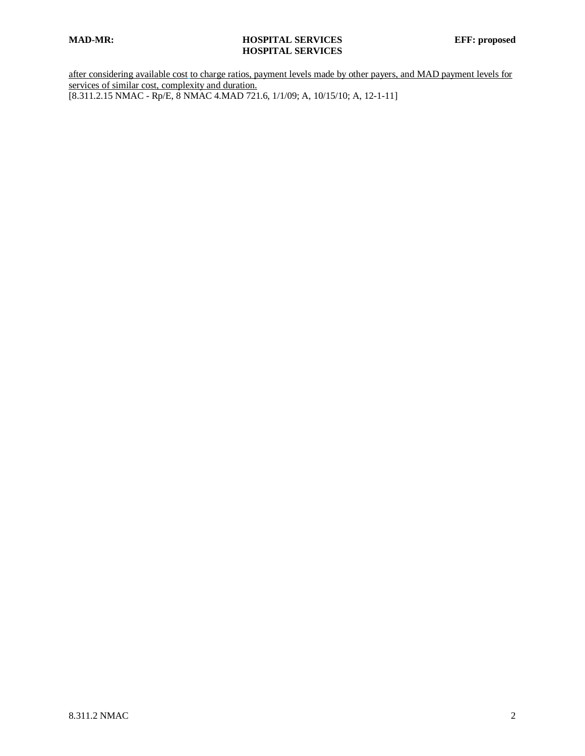after considering available cost to charge ratios, payment levels made by other payers, and MAD payment levels for services of similar cost, complexity and duration.
[8.311.2.15 NMAC - Rp/E, 8 NMAC 4.MAD 721.6, 1/1/09; A, 10/15/10; A, 12-1-11]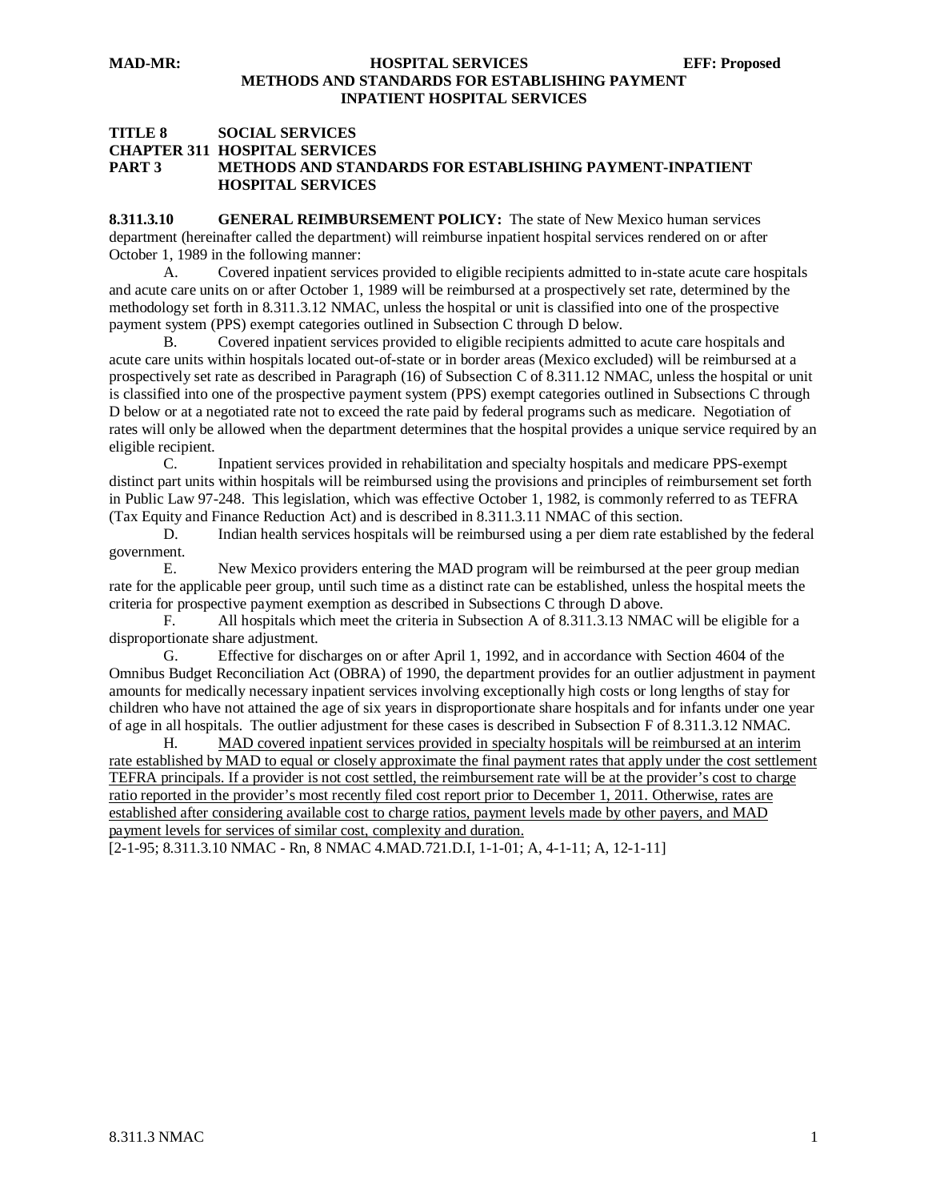**TITLE 8 SOCIAL SERVICES**
**CHAPTER 311 HOSPITAL SERVICES**
**PART 3 METHODS AND STANDARDS FOR ESTABLISHING PAYMENT-INPATIENT HOSPITAL SERVICES**

**8.311.3.10 GENERAL REIMBURSEMENT POLICY:** The state of New Mexico human services department (hereinafter called the department) will reimburse inpatient hospital services rendered on or after October 1, 1989 in the following manner:

A. Covered inpatient services provided to eligible recipients admitted to in-state acute care hospitals and acute care units on or after October 1, 1989 will be reimbursed at a prospectively set rate, determined by the methodology set forth in 8.311.3.12 NMAC, unless the hospital or unit is classified into one of the prospective payment system (PPS) exempt categories outlined in Subsection C through D below.

B. Covered inpatient services provided to eligible recipients admitted to acute care hospitals and acute care units within hospitals located out-of-state or in border areas (Mexico excluded) will be reimbursed at a prospectively set rate as described in Paragraph (16) of Subsection C of 8.311.12 NMAC, unless the hospital or unit is classified into one of the prospective payment system (PPS) exempt categories outlined in Subsections C through D below or at a negotiated rate not to exceed the rate paid by federal programs such as medicare. Negotiation of rates will only be allowed when the department determines that the hospital provides a unique service required by an eligible recipient.

C. Inpatient services provided in rehabilitation and specialty hospitals and medicare PPS-exempt distinct part units within hospitals will be reimbursed using the provisions and principles of reimbursement set forth in Public Law 97-248. This legislation, which was effective October 1, 1982, is commonly referred to as TEFRA (Tax Equity and Finance Reduction Act) and is described in 8.311.3.11 NMAC of this section.

D. Indian health services hospitals will be reimbursed using a per diem rate established by the federal government.

E. New Mexico providers entering the MAD program will be reimbursed at the peer group median rate for the applicable peer group, until such time as a distinct rate can be established, unless the hospital meets the criteria for prospective payment exemption as described in Subsections C through D above.

F. All hospitals which meet the criteria in Subsection A of 8.311.3.13 NMAC will be eligible for a disproportionate share adjustment.

G. Effective for discharges on or after April 1, 1992, and in accordance with Section 4604 of the Omnibus Budget Reconciliation Act (OBRA) of 1990, the department provides for an outlier adjustment in payment amounts for medically necessary inpatient services involving exceptionally high costs or long lengths of stay for children who have not attained the age of six years in disproportionate share hospitals and for infants under one year of age in all hospitals. The outlier adjustment for these cases is described in Subsection F of 8.311.3.12 NMAC.

H. <u>MAD covered inpatient services provided in specialty hospitals will be reimbursed at an interim rate established by MAD to equal or closely approximate the final payment rates that apply under the cost settlement TEFRA principals. If a provider is not cost settled, the reimbursement rate will be at the provider's cost to charge ratio reported in the provider's most recently filed cost report prior to December 1, 2011. Otherwise, rates are established after considering available cost to charge ratios, payment levels made by other payers, and MAD payment levels for services of similar cost, complexity and duration.</u>

[2-1-95; 8.311.3.10 NMAC - Rn, 8 NMAC 4.MAD.721.D.I, 1-1-01; A, 4-1-11; A, 12-1-11]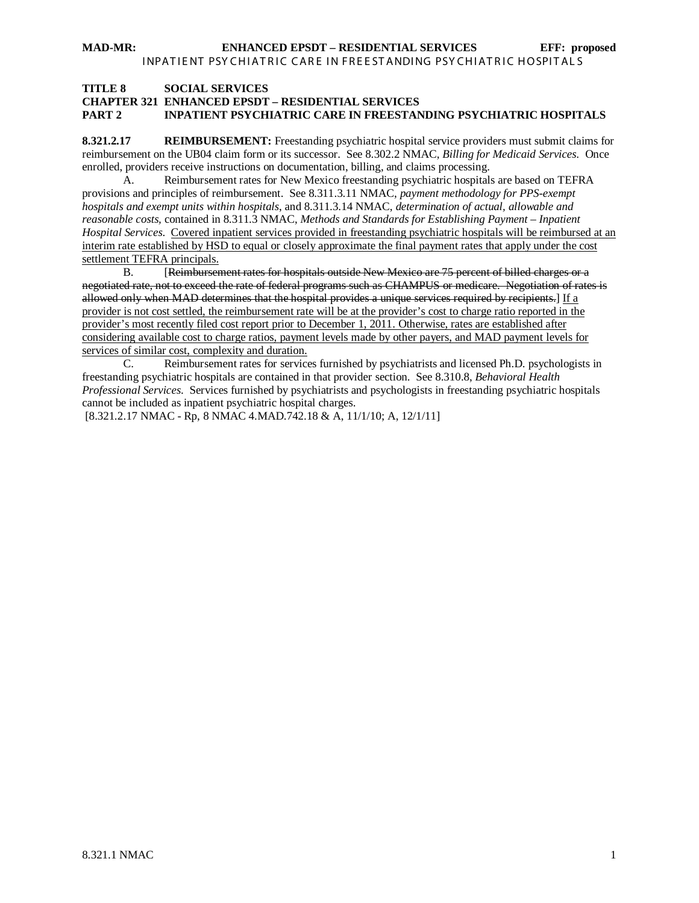**TITLE 8 SOCIAL SERVICES**
**CHAPTER 321 ENHANCED EPSDT – RESIDENTIAL SERVICES**
**PART 2 INPATIENT PSYCHIATRIC CARE IN FREESTANDING PSYCHIATRIC HOSPITALS**

**8.321.2.17 REIMBURSEMENT:** Freestanding psychiatric hospital service providers must submit claims for reimbursement on the UB04 claim form or its successor. See 8.302.2 NMAC, *Billing for Medicaid Services.* Once enrolled, providers receive instructions on documentation, billing, and claims processing.

A. Reimbursement rates for New Mexico freestanding psychiatric hospitals are based on TEFRA provisions and principles of reimbursement. See 8.311.3.11 NMAC, *payment methodology for PPS-exempt hospitals and exempt units within hospitals,* and 8.311.3.14 NMAC, *determination of actual, allowable and reasonable costs,* contained in 8.311.3 NMAC, *Methods and Standards for Establishing Payment – Inpatient Hospital Services.* <u>Covered inpatient services provided in freestanding psychiatric hospitals will be reimbursed at an interim rate established by HSD to equal or closely approximate the final payment rates that apply under the cost settlement TEFRA principals.</u>

B. [~~Reimbursement rates for hospitals outside New Mexico are 75 percent of billed charges or a negotiated rate, not to exceed the rate of federal programs such as CHAMPUS or medicare. Negotiation of rates is allowed only when MAD determines that the hospital provides a unique services required by recipients.~~] <u>If a provider is not cost settled, the reimbursement rate will be at the provider's cost to charge ratio reported in the provider's most recently filed cost report prior to December 1, 2011. Otherwise, rates are established after considering available cost to charge ratios, payment levels made by other payers, and MAD payment levels for services of similar cost, complexity and duration.</u>

C. Reimbursement rates for services furnished by psychiatrists and licensed Ph.D. psychologists in freestanding psychiatric hospitals are contained in that provider section. See 8.310.8, *Behavioral Health Professional Services.* Services furnished by psychiatrists and psychologists in freestanding psychiatric hospitals cannot be included as inpatient psychiatric hospital charges.

[8.321.2.17 NMAC - Rp, 8 NMAC 4.MAD.742.18 & A, 11/1/10; A, 12/1/11]